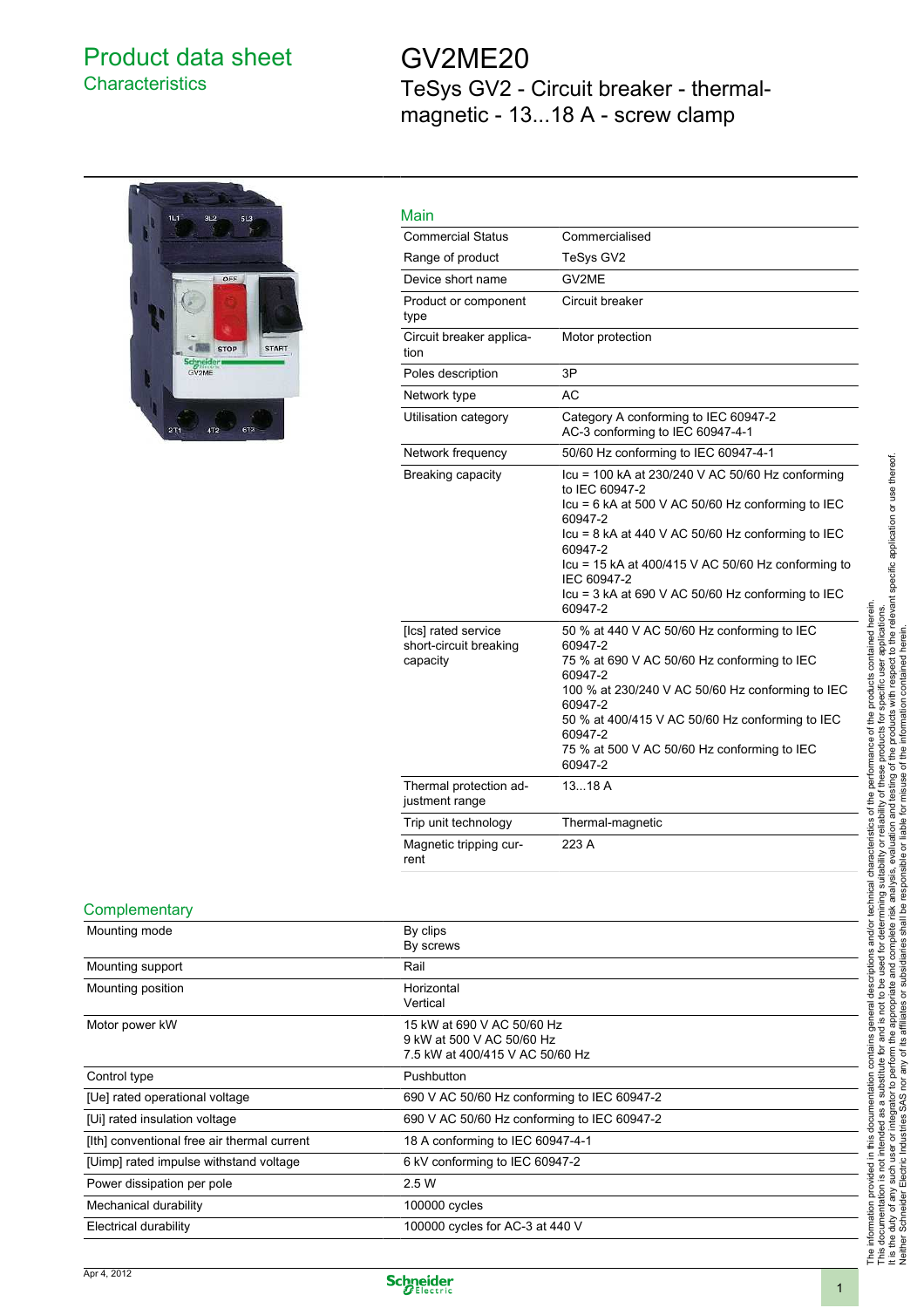# Product data sheet
## Characteristics

# GV2ME20
## TeSys GV2 - Circuit breaker - thermal-magnetic - 13...18 A - screw clamp

### Main

| | |
|---|---|
| Commercial Status | Commercialised |
| Range of product | TeSys GV2 |
| Device short name | GV2ME |
| Product or component type | Circuit breaker |
| Circuit breaker application | Motor protection |
| Poles description | 3P |
| Network type | AC |
| Utilisation category | Category A conforming to IEC 60947-2<br>AC-3 conforming to IEC 60947-4-1 |
| Network frequency | 50/60 Hz conforming to IEC 60947-4-1 |
| Breaking capacity | Icu = 100 kA at 230/240 V AC 50/60 Hz conforming to IEC 60947-2<br>Icu = 6 kA at 500 V AC 50/60 Hz conforming to IEC 60947-2<br>Icu = 8 kA at 440 V AC 50/60 Hz conforming to IEC 60947-2<br>Icu = 15 kA at 400/415 V AC 50/60 Hz conforming to IEC 60947-2<br>Icu = 3 kA at 690 V AC 50/60 Hz conforming to IEC 60947-2 |
| [Ics] rated service short-circuit breaking capacity | 50 % at 440 V AC 50/60 Hz conforming to IEC 60947-2<br>75 % at 690 V AC 50/60 Hz conforming to IEC 60947-2<br>100 % at 230/240 V AC 50/60 Hz conforming to IEC 60947-2<br>50 % at 400/415 V AC 50/60 Hz conforming to IEC 60947-2<br>75 % at 500 V AC 50/60 Hz conforming to IEC 60947-2 |
| Thermal protection adjustment range | 13...18 A |
| Trip unit technology | Thermal-magnetic |
| Magnetic tripping current | 223 A |

### Complementary

| | |
|---|---|
| Mounting mode | By clips<br>By screws |
| Mounting support | Rail |
| Mounting position | Horizontal<br>Vertical |
| Motor power kW | 15 kW at 690 V AC 50/60 Hz<br>9 kW at 500 V AC 50/60 Hz<br>7.5 kW at 400/415 V AC 50/60 Hz |
| Control type | Pushbutton |
| [Ue] rated operational voltage | 690 V AC 50/60 Hz conforming to IEC 60947-2 |
| [Ui] rated insulation voltage | 690 V AC 50/60 Hz conforming to IEC 60947-2 |
| [Ith] conventional free air thermal current | 18 A conforming to IEC 60947-4-1 |
| [Uimp] rated impulse withstand voltage | 6 kV conforming to IEC 60947-2 |
| Power dissipation per pole | 2.5 W |
| Mechanical durability | 100000 cycles |
| Electrical durability | 100000 cycles for AC-3 at 440 V |

The information provided in this documentation contains general descriptions and/or technical characteristics of the performance of the products contained herein.
This documentation is not intended as a substitute for and is not to be used for determining suitability or reliability of these products for specific user applications.
It is the duty of any such user or integrator to perform the appropriate and complete risk analysis, evaluation and testing of the products with respect to the relevant specific application or use thereof.
Neither Schneider Electric Industries SAS nor any of its affiliates or subsidiaries shall be responsible or liable for misuse of the information contained herein.

Apr 4, 2012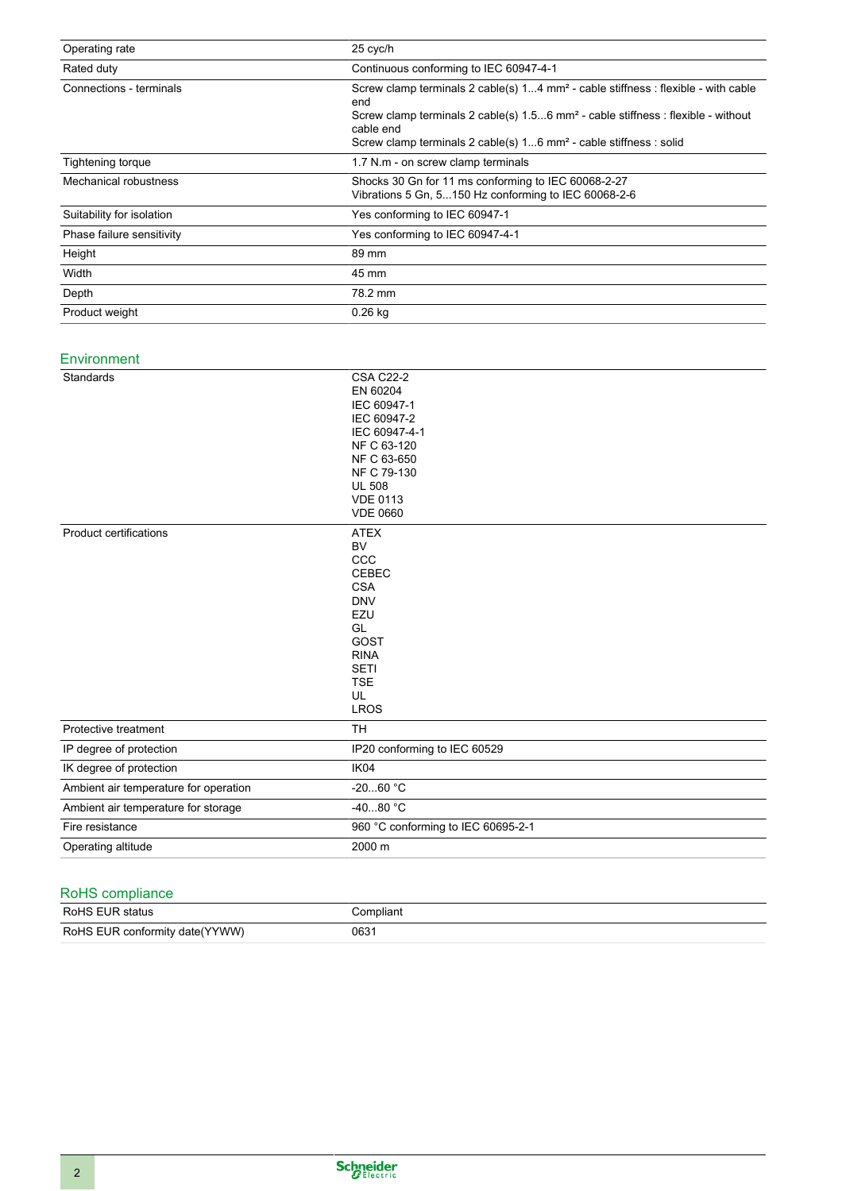| | |
|---|---|
| Operating rate | 25 cyc/h |
| Rated duty | Continuous conforming to IEC 60947-4-1 |
| Connections - terminals | Screw clamp terminals 2 cable(s) 1...4 mm² - cable stiffness : flexible - with cable end<br>Screw clamp terminals 2 cable(s) 1.5...6 mm² - cable stiffness : flexible - without cable end<br>Screw clamp terminals 2 cable(s) 1...6 mm² - cable stiffness : solid |
| Tightening torque | 1.7 N.m - on screw clamp terminals |
| Mechanical robustness | Shocks 30 Gn for 11 ms conforming to IEC 60068-2-27<br>Vibrations 5 Gn, 5...150 Hz conforming to IEC 60068-2-6 |
| Suitability for isolation | Yes conforming to IEC 60947-1 |
| Phase failure sensitivity | Yes conforming to IEC 60947-4-1 |
| Height | 89 mm |
| Width | 45 mm |
| Depth | 78.2 mm |
| Product weight | 0.26 kg |

## Environment

| | |
|---|---|
| Standards | CSA C22-2<br>EN 60204<br>IEC 60947-1<br>IEC 60947-2<br>IEC 60947-4-1<br>NF C 63-120<br>NF C 63-650<br>NF C 79-130<br>UL 508<br>VDE 0113<br>VDE 0660 |
| Product certifications | ATEX<br>BV<br>CCC<br>CEBEC<br>CSA<br>DNV<br>EZU<br>GL<br>GOST<br>RINA<br>SETI<br>TSE<br>UL<br>LROS |
| Protective treatment | TH |
| IP degree of protection | IP20 conforming to IEC 60529 |
| IK degree of protection | IK04 |
| Ambient air temperature for operation | -20...60 °C |
| Ambient air temperature for storage | -40...80 °C |
| Fire resistance | 960 °C conforming to IEC 60695-2-1 |
| Operating altitude | 2000 m |

## RoHS compliance

| | |
|---|---|
| RoHS EUR status | Compliant |
| RoHS EUR conformity date(YYWW) | 0631 |